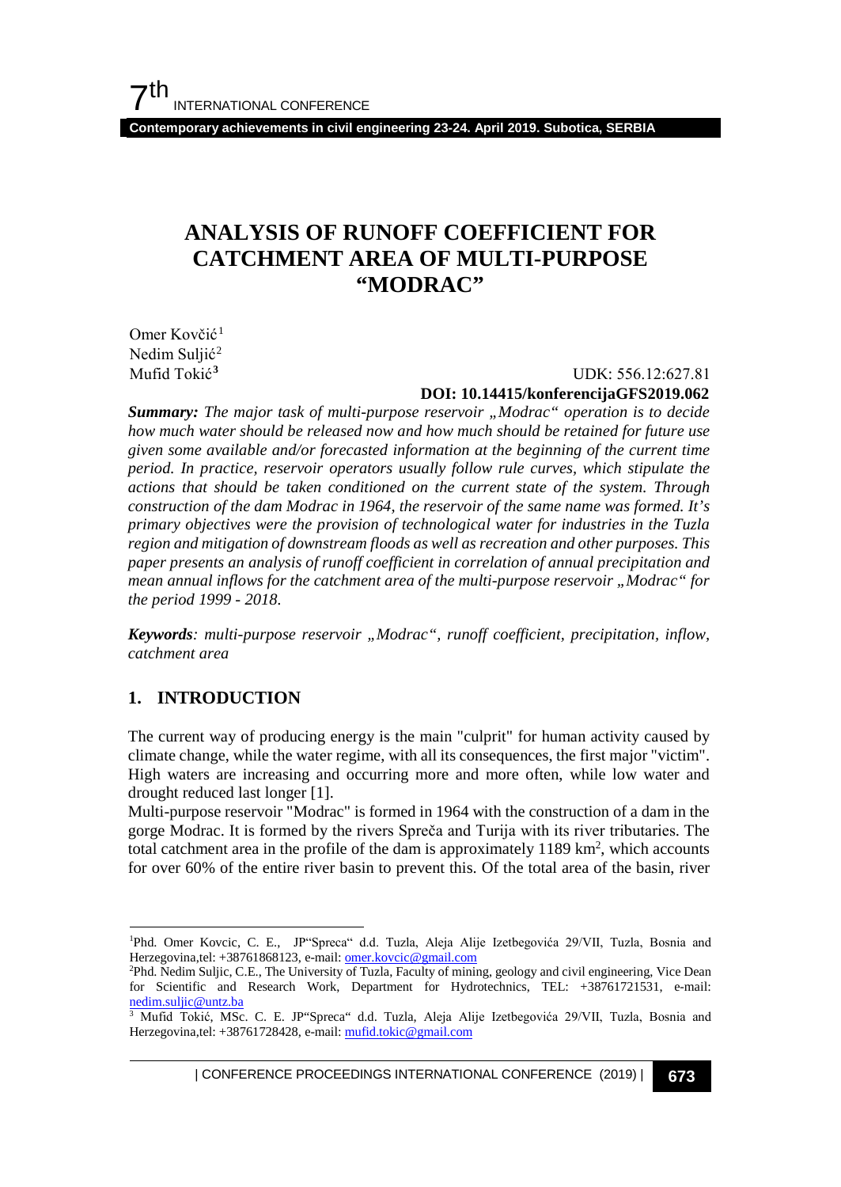# ANALYSIS OF RUNOFF COEFFICIENT FOR CATCHMENT AREA OF MULTI-PURPOSE "MODRAC"

Omer Kovčić[1]
Nedim Suljić[2]
Mufid Tokić[3]

UDK: 556.12:627.81
**DOI: 10.14415/konferencijaGFS2019.062**

***Summary:*** *The major task of multi-purpose reservoir „Modrac" operation is to decide how much water should be released now and how much should be retained for future use given some available and/or forecasted information at the beginning of the current time period. In practice, reservoir operators usually follow rule curves, which stipulate the actions that should be taken conditioned on the current state of the system. Through construction of the dam Modrac in 1964, the reservoir of the same name was formed. It's primary objectives were the provision of technological water for industries in the Tuzla region and mitigation of downstream floods as well as recreation and other purposes. This paper presents an analysis of runoff coefficient in correlation of annual precipitation and mean annual inflows for the catchment area of the multi-purpose reservoir „Modrac" for the period 1999 - 2018.*

***Keywords****: multi-purpose reservoir „Modrac", runoff coefficient, precipitation, inflow, catchment area*

## 1. INTRODUCTION

The current way of producing energy is the main "culprit" for human activity caused by climate change, while the water regime, with all its consequences, the first major "victim". High waters are increasing and occurring more and more often, while low water and drought reduced last longer [1].

Multi-purpose reservoir "Modrac" is formed in 1964 with the construction of a dam in the gorge Modrac. It is formed by the rivers Spreča and Turija with its river tributaries. The total catchment area in the profile of the dam is approximately 1189 km$^2$, which accounts for over 60% of the entire river basin to prevent this. Of the total area of the basin, river

---

[1] Phd. Omer Kovcic, C. E., JP"Spreca" d.d. Tuzla, Aleja Alije Izetbegovića 29/VII, Tuzla, Bosnia and Herzegovina,tel: +38761868123, e-mail: omer.kovcic@gmail.com

[2] Phd. Nedim Suljic, C.E., The University of Tuzla, Faculty of mining, geology and civil engineering, Vice Dean for Scientific and Research Work, Department for Hydrotechnics, TEL: +38761721531, e-mail: nedim.suljic@untz.ba

[3] Mufid Tokić, MSc. C. E. JP"Spreca" d.d. Tuzla, Aleja Alije Izetbegovića 29/VII, Tuzla, Bosnia and Herzegovina,tel: +38761728428, e-mail: mufid.tokic@gmail.com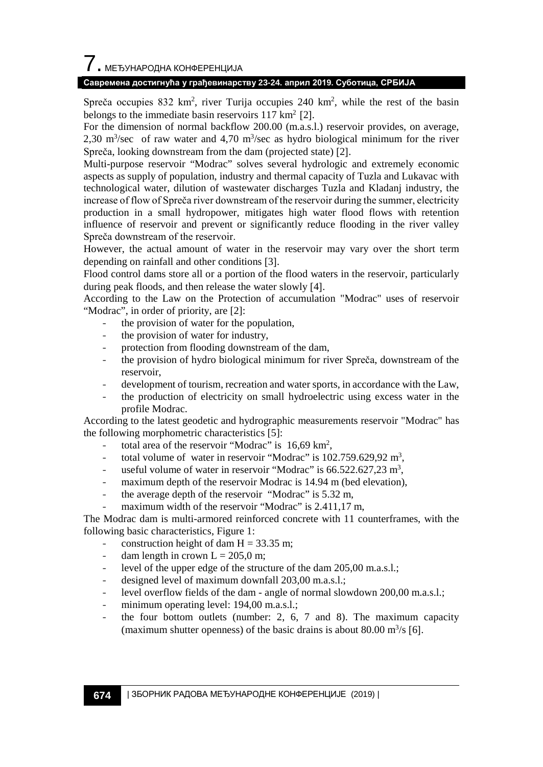Spreča occupies 832 km$^2$, river Turija occupies 240 km$^2$, while the rest of the basin belongs to the immediate basin reservoirs 117 km$^2$ [2].

For the dimension of normal backflow 200.00 (m.a.s.l.) reservoir provides, on average, 2,30 m$^3$/sec of raw water and 4,70 m$^3$/sec as hydro biological minimum for the river Spreča, looking downstream from the dam (projected state) [2].

Multi-purpose reservoir "Modrac" solves several hydrologic and extremely economic aspects as supply of population, industry and thermal capacity of Tuzla and Lukavac with technological water, dilution of wastewater discharges Tuzla and Kladanj industry, the increase of flow of Spreča river downstream of the reservoir during the summer, electricity production in a small hydropower, mitigates high water flood flows with retention influence of reservoir and prevent or significantly reduce flooding in the river valley Spreča downstream of the reservoir.

However, the actual amount of water in the reservoir may vary over the short term depending on rainfall and other conditions [3].

Flood control dams store all or a portion of the flood waters in the reservoir, particularly during peak floods, and then release the water slowly [4].

According to the Law on the Protection of accumulation "Modrac" uses of reservoir "Modrac", in order of priority, are [2]:

- the provision of water for the population,
- the provision of water for industry,
- protection from flooding downstream of the dam,
- the provision of hydro biological minimum for river Spreča, downstream of the reservoir,
- development of tourism, recreation and water sports, in accordance with the Law,
- the production of electricity on small hydroelectric using excess water in the profile Modrac.

According to the latest geodetic and hydrographic measurements reservoir "Modrac" has the following morphometric characteristics [5]:

- total area of the reservoir "Modrac" is 16,69 km$^2$,
- total volume of water in reservoir "Modrac" is 102.759.629,92 m$^3$,
- useful volume of water in reservoir "Modrac" is 66.522.627,23 m$^3$,
- maximum depth of the reservoir Modrac is 14.94 m (bed elevation),
- the average depth of the reservoir "Modrac" is 5.32 m,
- maximum width of the reservoir "Modrac" is 2.411,17 m,

The Modrac dam is multi-armored reinforced concrete with 11 counterframes, with the following basic characteristics, Figure 1:

- construction height of dam $H = 33.35$ m;
- dam length in crown $L = 205{,}0$ m;
- level of the upper edge of the structure of the dam 205,00 m.a.s.l.;
- designed level of maximum downfall 203,00 m.a.s.l.;
- level overflow fields of the dam - angle of normal slowdown 200,00 m.a.s.l.;
- minimum operating level: 194,00 m.a.s.l.;
- the four bottom outlets (number: 2, 6, 7 and 8). The maximum capacity (maximum shutter openness) of the basic drains is about 80.00 m$^3$/s [6].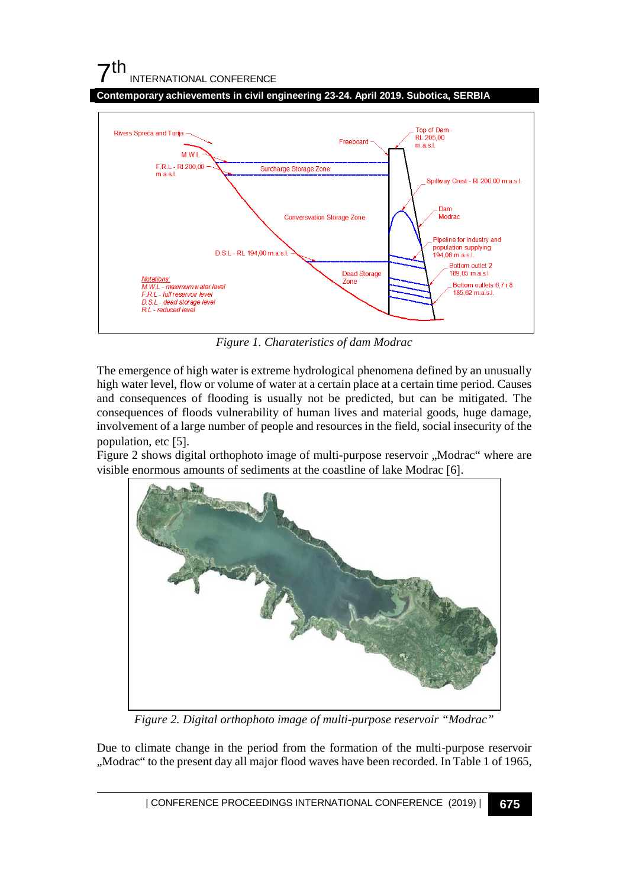*Figure 1. Charateristics of dam Modrac*

The emergence of high water is extreme hydrological phenomena defined by an unusually high water level, flow or volume of water at a certain place at a certain time period. Causes and consequences of flooding is usually not be predicted, but can be mitigated. The consequences of floods vulnerability of human lives and material goods, huge damage, involvement of a large number of people and resources in the field, social insecurity of the population, etc [5].

Figure 2 shows digital orthophoto image of multi-purpose reservoir „Modrac“ where are visible enormous amounts of sediments at the coastline of lake Modrac [6].

*Figure 2. Digital orthophoto image of multi-purpose reservoir "Modrac"*

Due to climate change in the period from the formation of the multi-purpose reservoir „Modrac“ to the present day all major flood waves have been recorded. In Table 1 of 1965,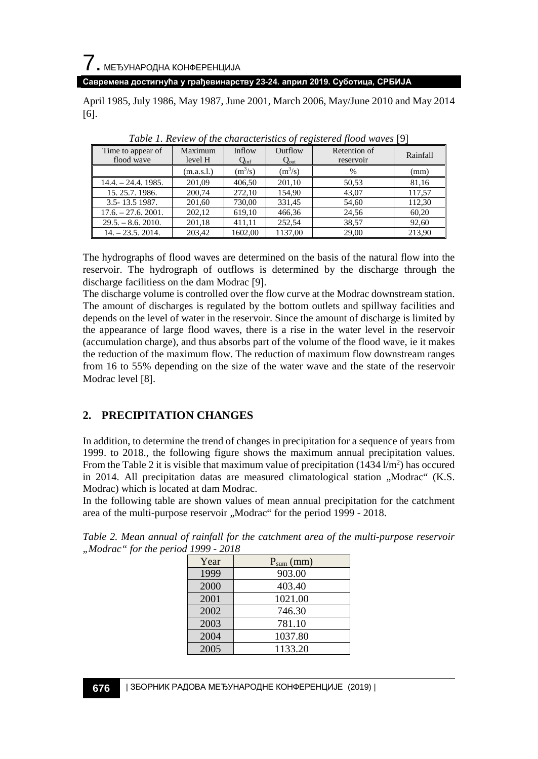April 1985, July 1986, May 1987, June 2001, March 2006, May/June 2010 and May 2014 [6].

*Table 1. Review of the characteristics of registered flood waves* [9]

| Time to appear of flood wave | Maximum level H | Inflow $Q_{inf}$ | Outflow $Q_{out}$ | Retention of reservoir | Rainfall |
|---|---|---|---|---|---|
| | (m.a.s.l.) | ($m^3$/s) | ($m^3$/s) | % | (mm) |
| 14.4. – 24.4. 1985. | 201,09 | 406,50 | 201,10 | 50,53 | 81,16 |
| 15. 25.7. 1986. | 200,74 | 272,10 | 154,90 | 43,07 | 117,57 |
| 3.5- 13.5 1987. | 201,60 | 730,00 | 331,45 | 54,60 | 112,30 |
| 17.6. – 27.6. 2001. | 202,12 | 619,10 | 466,36 | 24,56 | 60,20 |
| 29.5. – 8.6. 2010. | 201,18 | 411,11 | 252,54 | 38,57 | 92,60 |
| 14. – 23.5. 2014. | 203,42 | 1602,00 | 1137,00 | 29,00 | 213,90 |

The hydrographs of flood waves are determined on the basis of the natural flow into the reservoir. The hydrograph of outflows is determined by the discharge through the discharge facilitiess on the dam Modrac [9].

The discharge volume is controlled over the flow curve at the Modrac downstream station. The amount of discharges is regulated by the bottom outlets and spillway facilities and depends on the level of water in the reservoir. Since the amount of discharge is limited by the appearance of large flood waves, there is a rise in the water level in the reservoir (accumulation charge), and thus absorbs part of the volume of the flood wave, ie it makes the reduction of the maximum flow. The reduction of maximum flow downstream ranges from 16 to 55% depending on the size of the water wave and the state of the reservoir Modrac level [8].

## 2. PRECIPITATION CHANGES

In addition, to determine the trend of changes in precipitation for a sequence of years from 1999. to 2018., the following figure shows the maximum annual precipitation values. From the Table 2 it is visible that maximum value of precipitation (1434 l/$m^2$) has occured in 2014. All precipitation datas are measured climatological station „Modrac" (K.S. Modrac) which is located at dam Modrac.

In the following table are shown values of mean annual precipitation for the catchment area of the multi-purpose reservoir „Modrac" for the period 1999 - 2018.

*Table 2. Mean annual of rainfall for the catchment area of the multi-purpose reservoir „Modrac" for the period 1999 - 2018*

| Year | $P_{sum}$ (mm) |
|---|---|
| 1999 | 903.00 |
| 2000 | 403.40 |
| 2001 | 1021.00 |
| 2002 | 746.30 |
| 2003 | 781.10 |
| 2004 | 1037.80 |
| 2005 | 1133.20 |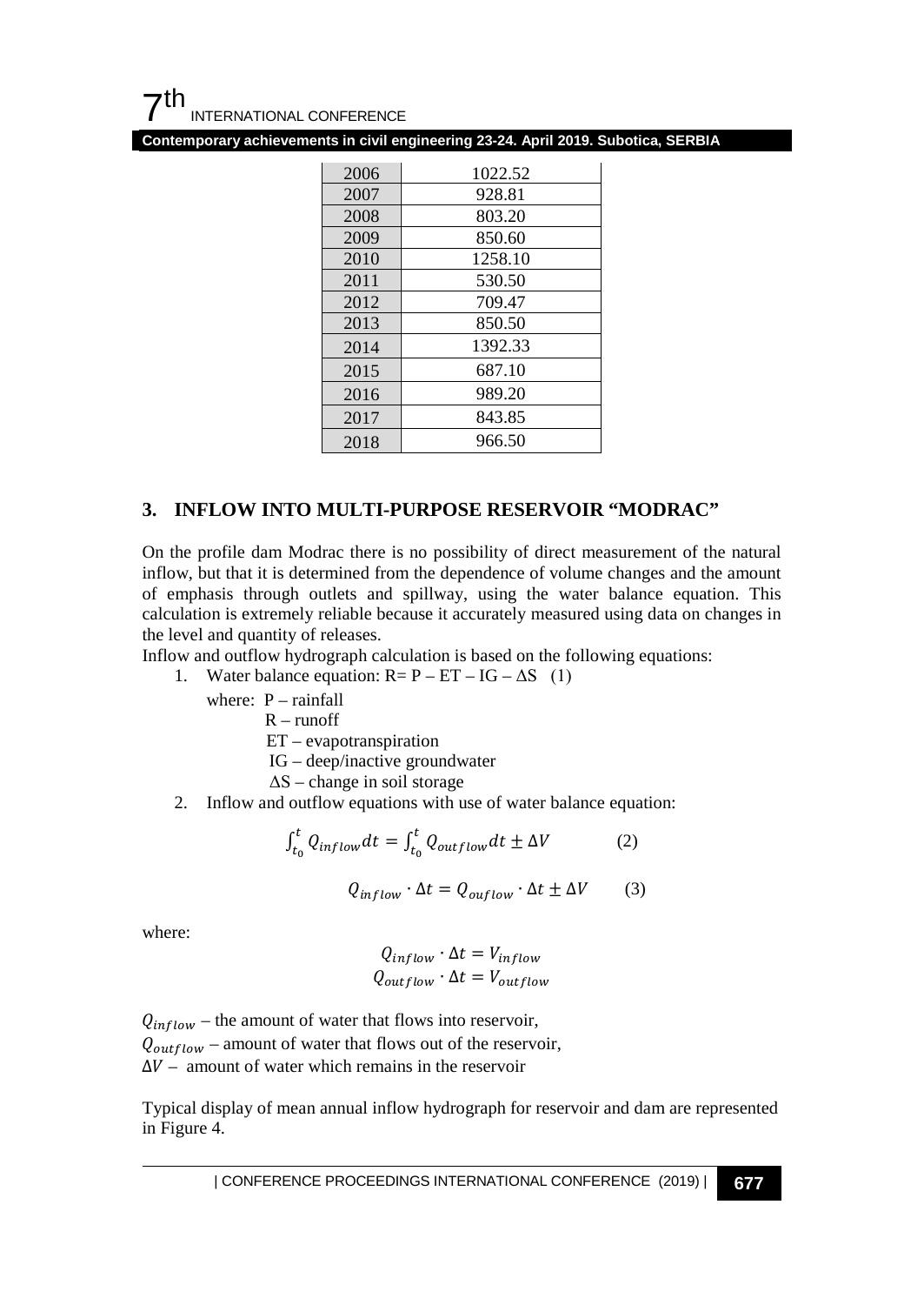| 2006 | 1022.52 |
|---|---|
| 2007 | 928.81 |
| 2008 | 803.20 |
| 2009 | 850.60 |
| 2010 | 1258.10 |
| 2011 | 530.50 |
| 2012 | 709.47 |
| 2013 | 850.50 |
| 2014 | 1392.33 |
| 2015 | 687.10 |
| 2016 | 989.20 |
| 2017 | 843.85 |
| 2018 | 966.50 |

## 3. INFLOW INTO MULTI-PURPOSE RESERVOIR "MODRAC"

On the profile dam Modrac there is no possibility of direct measurement of the natural inflow, but that it is determined from the dependence of volume changes and the amount of emphasis through outlets and spillway, using the water balance equation. This calculation is extremely reliable because it accurately measured using data on changes in the level and quantity of releases.

Inflow and outflow hydrograph calculation is based on the following equations:

1. Water balance equation: $R = P - ET - IG - \Delta S$ (1)

   where: P – rainfall
   
   R – runoff
   
   ET – evapotranspiration
   
   IG – deep/inactive groundwater
   
   $\Delta S$ – change in soil storage

2. Inflow and outflow equations with use of water balance equation:

$$\int_{t_0}^{t} Q_{inflow} dt = \int_{t_0}^{t} Q_{outflow} dt \pm \Delta V \qquad (2)$$

$$Q_{inflow} \cdot \Delta t = Q_{ouflow} \cdot \Delta t \pm \Delta V \qquad (3)$$

where:

$$Q_{inflow} \cdot \Delta t = V_{inflow}$$
$$Q_{outflow} \cdot \Delta t = V_{outflow}$$

$Q_{inflow}$ – the amount of water that flows into reservoir,

$Q_{outflow}$ – amount of water that flows out of the reservoir,

$\Delta V$ – amount of water which remains in the reservoir

Typical display of mean annual inflow hydrograph for reservoir and dam are represented in Figure 4.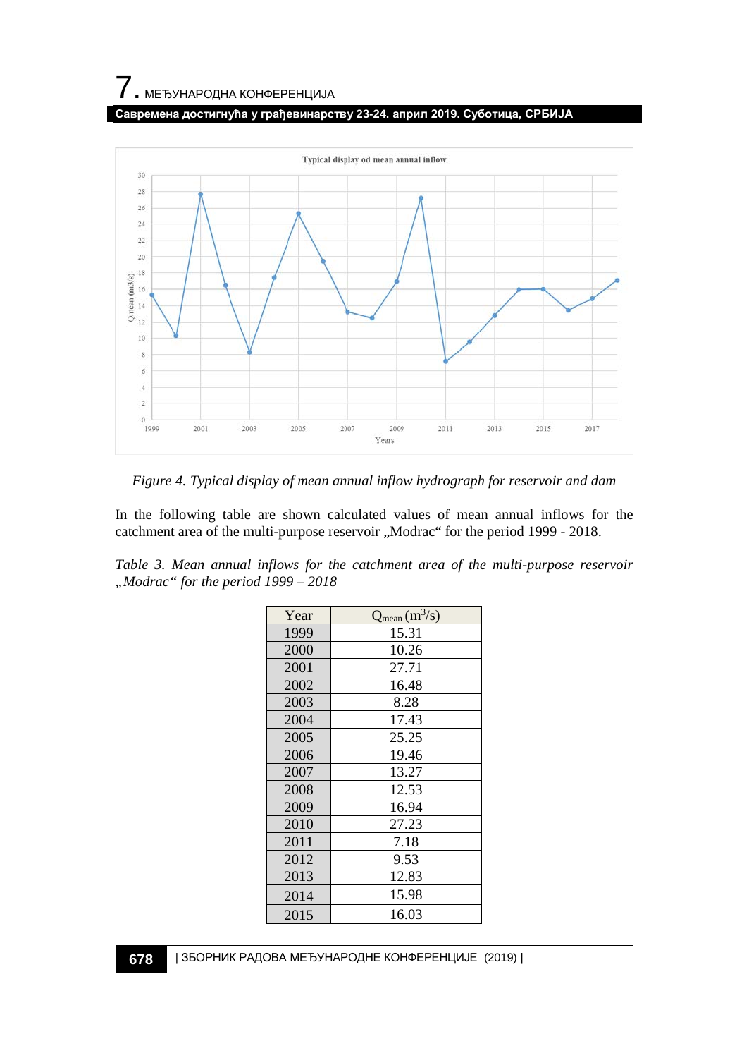Figure 4. Typical display of mean annual inflow hydrograph for reservoir and dam

In the following table are shown calculated values of mean annual inflows for the catchment area of the multi-purpose reservoir „Modrac" for the period 1999 - 2018.

*Table 3. Mean annual inflows for the catchment area of the multi-purpose reservoir „Modrac" for the period 1999 – 2018*

| Year | $Q_{mean}$ ($m^3/s$) |
|---|---|
| 1999 | 15.31 |
| 2000 | 10.26 |
| 2001 | 27.71 |
| 2002 | 16.48 |
| 2003 | 8.28 |
| 2004 | 17.43 |
| 2005 | 25.25 |
| 2006 | 19.46 |
| 2007 | 13.27 |
| 2008 | 12.53 |
| 2009 | 16.94 |
| 2010 | 27.23 |
| 2011 | 7.18 |
| 2012 | 9.53 |
| 2013 | 12.83 |
| 2014 | 15.98 |
| 2015 | 16.03 |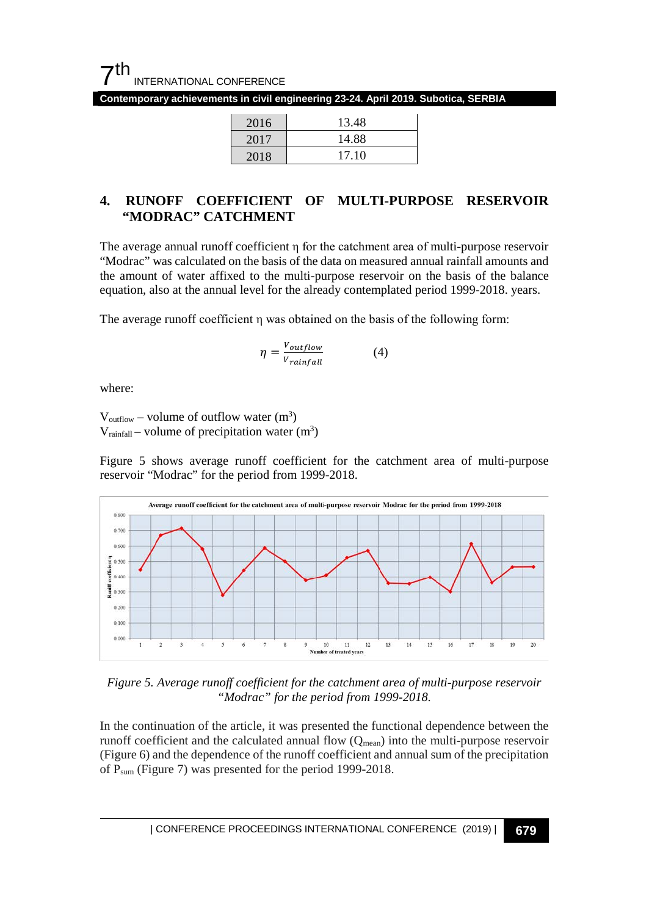| 2016 | 13.48 |
|---|---|
| 2017 | 14.88 |
| 2018 | 17.10 |

## 4. RUNOFF COEFFICIENT OF MULTI-PURPOSE RESERVOIR “MODRAC” CATCHMENT

The average annual runoff coefficient η for the catchment area of multi-purpose reservoir “Modrac” was calculated on the basis of the data on measured annual rainfall amounts and the amount of water affixed to the multi-purpose reservoir on the basis of the balance equation, also at the annual level for the already contemplated period 1999-2018. years.

The average runoff coefficient η was obtained on the basis of the following form:

$$\eta = \frac{V_{outflow}}{V_{rainfall}} \qquad (4)$$

where:

$V_{outflow}$ – volume of outflow water ($m^3$)
$V_{rainfall}$ – volume of precipitation water ($m^3$)

Figure 5 shows average runoff coefficient for the catchment area of multi-purpose reservoir “Modrac” for the period from 1999-2018.

*Figure 5. Average runoff coefficient for the catchment area of multi-purpose reservoir “Modrac” for the period from 1999-2018.*

In the continuation of the article, it was presented the functional dependence between the runoff coefficient and the calculated annual flow ($Q_{mean}$) into the multi-purpose reservoir (Figure 6) and the dependence of the runoff coefficient and annual sum of the precipitation of $P_{sum}$ (Figure 7) was presented for the period 1999-2018.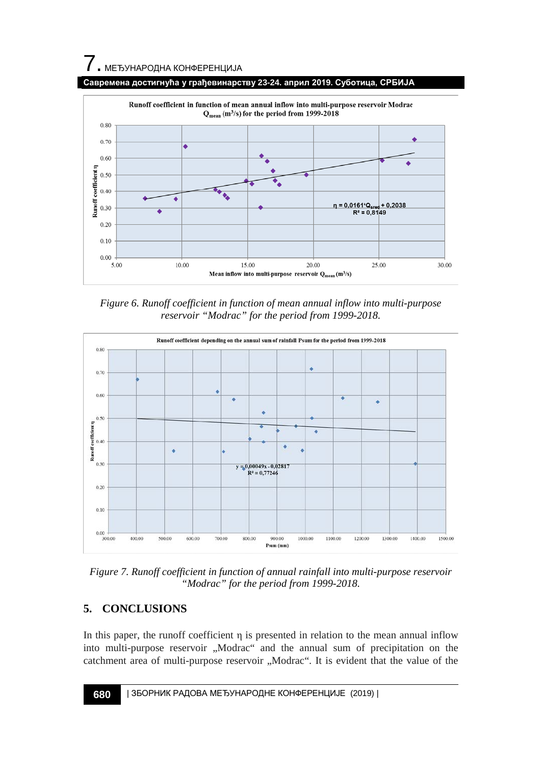*Figure 6. Runoff coefficient in function of mean annual inflow into multi-purpose reservoir "Modrac" for the period from 1999-2018.*

*Figure 7. Runoff coefficient in function of annual rainfall into multi-purpose reservoir "Modrac" for the period from 1999-2018.*

## 5. CONCLUSIONS

In this paper, the runoff coefficient η is presented in relation to the mean annual inflow into multi-purpose reservoir „Modrac" and the annual sum of precipitation on the catchment area of multi-purpose reservoir „Modrac". It is evident that the value of the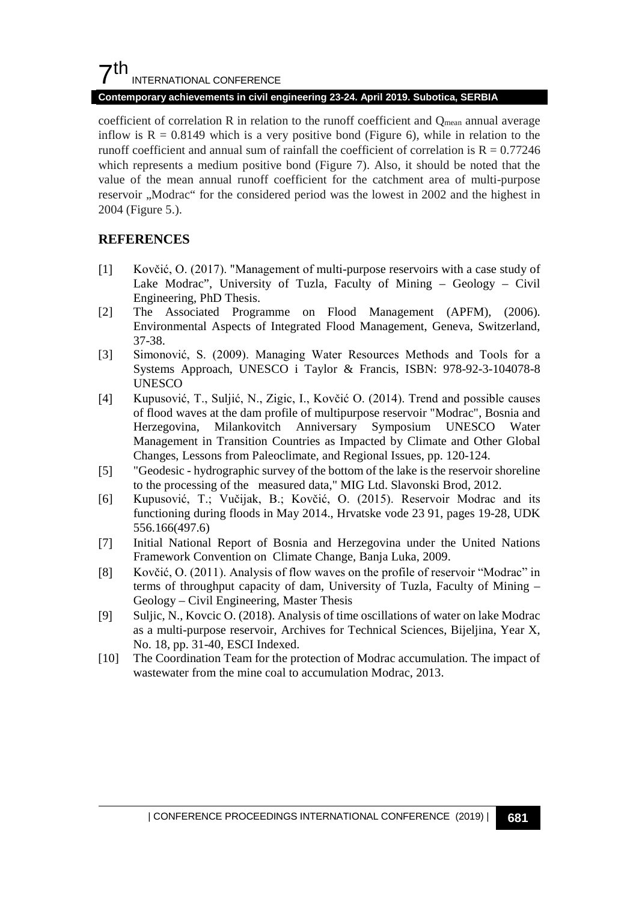coefficient of correlation R in relation to the runoff coefficient and $Q_{mean}$ annual average inflow is $R = 0.8149$ which is a very positive bond (Figure 6), while in relation to the runoff coefficient and annual sum of rainfall the coefficient of correlation is $R = 0.77246$ which represents a medium positive bond (Figure 7). Also, it should be noted that the value of the mean annual runoff coefficient for the catchment area of multi-purpose reservoir „Modrac“ for the considered period was the lowest in 2002 and the highest in 2004 (Figure 5.).

## REFERENCES

[1] Kovčić, O. (2017). "Management of multi-purpose reservoirs with a case study of Lake Modrac", University of Tuzla, Faculty of Mining – Geology – Civil Engineering, PhD Thesis.

[2] The Associated Programme on Flood Management (APFM), (2006). Environmental Aspects of Integrated Flood Management, Geneva, Switzerland, 37-38.

[3] Simonović, S. (2009). Managing Water Resources Methods and Tools for a Systems Approach, UNESCO i Taylor & Francis, ISBN: 978-92-3-104078-8 UNESCO

[4] Kupusović, T., Suljić, N., Zigic, I., Kovčić O. (2014). Trend and possible causes of flood waves at the dam profile of multipurpose reservoir "Modrac", Bosnia and Herzegovina, Milankovitch Anniversary Symposium UNESCO Water Management in Transition Countries as Impacted by Climate and Other Global Changes, Lessons from Paleoclimate, and Regional Issues, pp. 120-124.

[5] "Geodesic - hydrographic survey of the bottom of the lake is the reservoir shoreline to the processing of the measured data," MIG Ltd. Slavonski Brod, 2012.

[6] Kupusović, T.; Vučijak, B.; Kovčić, O. (2015). Reservoir Modrac and its functioning during floods in May 2014., Hrvatske vode 23 91, pages 19-28, UDK 556.166(497.6)

[7] Initial National Report of Bosnia and Herzegovina under the United Nations Framework Convention on Climate Change, Banja Luka, 2009.

[8] Kovčić, O. (2011). Analysis of flow waves on the profile of reservoir "Modrac" in terms of throughput capacity of dam, University of Tuzla, Faculty of Mining – Geology – Civil Engineering, Master Thesis

[9] Suljic, N., Kovcic O. (2018). Analysis of time oscillations of water on lake Modrac as a multi-purpose reservoir, Archives for Technical Sciences, Bijeljina, Year X, No. 18, pp. 31-40, ESCI Indexed.

[10] The Coordination Team for the protection of Modrac accumulation. The impact of wastewater from the mine coal to accumulation Modrac, 2013.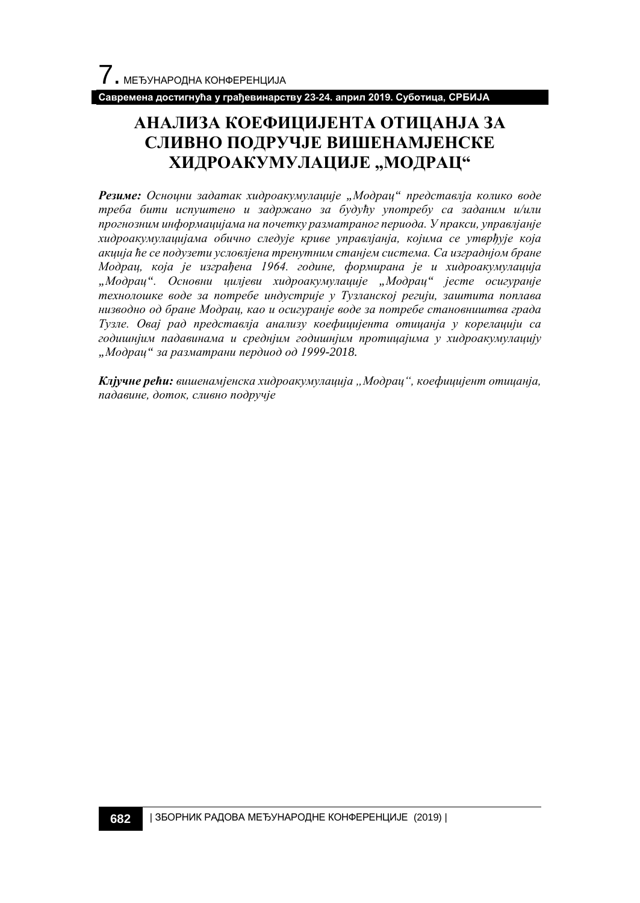# АНАЛИЗА КОЕФИЦИЈЕНТА ОТИЦАЊА ЗА СЛИВНО ПОДРУЧЈЕ ВИШЕНАМЈЕНСКЕ ХИДРОАКУМУЛАЦИЈЕ „МОДРАЦ“

***Резиме:*** *Осноцни задатак хидроакумулације „Модрац“ представља колико воде треба бити испуштено и задржано за будућу употребу са заданим и/или прогнозним информацијама на почетку разматраног периода. У пракси, управљање хидроакумулацијама обично следује криве управљања, којима се утврђује која акција ће се подузети условљена тренутним стањем система. Са изградњом бране Модрац, која је изграђена 1964. године, формирана је и хидроакумулација „Модрац“. Основни циљеви хидроакумулације „Модрац“ јесте осигурање технолошке воде за потребе индустрије у Тузланској регији, заштита поплава низводно од бране Модрац, као и осигурање воде за потребе становништва града Тузле. Овај рад представља анализу коефицијента отицања у корелацији са годишњим падавинама и средњим годишњим протицајима у хидроакумулацију „Модрац“ за разматрани пердиод од 1999-2018.*

***Кључне речи:*** *вишенамјенска хидроакумулација „Модрац“, коефицијент отицања, падавине, доток, сливно подручје*